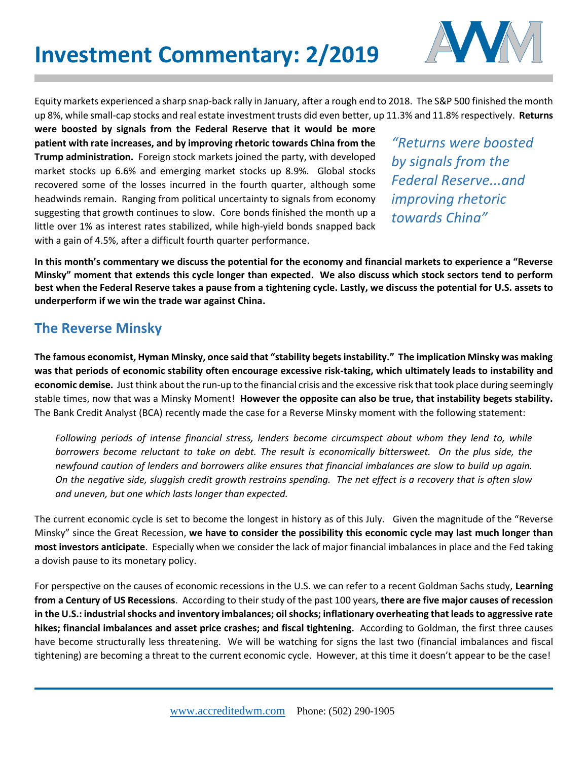# Investment Commentary: 2/2019

Equity markets experienced a sharp snap-back rally in January, after a rough end to 2018. The S&P 500 finished the month up 8%, while small-cap stocks and real estate investment trusts did even better, up 11.3% and 11.8% respectively. **Returns were boosted by signals from the Federal Reserve that it would be more patient with rate increases, and by improving rhetoric towards China from the Trump administration.** Foreign stock markets joined the party, with developed market stocks up 6.6% and emerging market stocks up 8.9%. Global stocks recovered some of the losses incurred in the fourth quarter, although some headwinds remain. Ranging from political uncertainty to signals from economy suggesting that growth continues to slow. Core bonds finished the month up a little over 1% as interest rates stabilized, while high-yield bonds snapped back with a gain of 4.5%, after a difficult fourth quarter performance.

*"Returns were boosted by signals from the Federal Reserve...and improving rhetoric towards China"*

**In this month's commentary we discuss the potential for the economy and financial markets to experience a "Reverse Minsky" moment that extends this cycle longer than expected. We also discuss which stock sectors tend to perform best when the Federal Reserve takes a pause from a tightening cycle. Lastly, we discuss the potential for U.S. assets to underperform if we win the trade war against China.**

## The Reverse Minsky

**The famous economist, Hyman Minsky, once said that "stability begets instability." The implication Minsky was making was that periods of economic stability often encourage excessive risk-taking, which ultimately leads to instability and economic demise.** Just think about the run-up to the financial crisis and the excessive risk that took place during seemingly stable times, now that was a Minsky Moment! **However the opposite can also be true, that instability begets stability.** The Bank Credit Analyst (BCA) recently made the case for a Reverse Minsky moment with the following statement:

> *Following periods of intense financial stress, lenders become circumspect about whom they lend to, while borrowers become reluctant to take on debt. The result is economically bittersweet. On the plus side, the newfound caution of lenders and borrowers alike ensures that financial imbalances are slow to build up again. On the negative side, sluggish credit growth restrains spending. The net effect is a recovery that is often slow and uneven, but one which lasts longer than expected.*

The current economic cycle is set to become the longest in history as of this July. Given the magnitude of the "Reverse Minsky" since the Great Recession, **we have to consider the possibility this economic cycle may last much longer than most investors anticipate**. Especially when we consider the lack of major financial imbalances in place and the Fed taking a dovish pause to its monetary policy.

For perspective on the causes of economic recessions in the U.S. we can refer to a recent Goldman Sachs study, **Learning from a Century of US Recessions**. According to their study of the past 100 years, **there are five major causes of recession in the U.S.: industrial shocks and inventory imbalances; oil shocks; inflationary overheating that leads to aggressive rate hikes; financial imbalances and asset price crashes; and fiscal tightening.** According to Goldman, the first three causes have become structurally less threatening. We will be watching for signs the last two (financial imbalances and fiscal tightening) are becoming a threat to the current economic cycle. However, at this time it doesn't appear to be the case!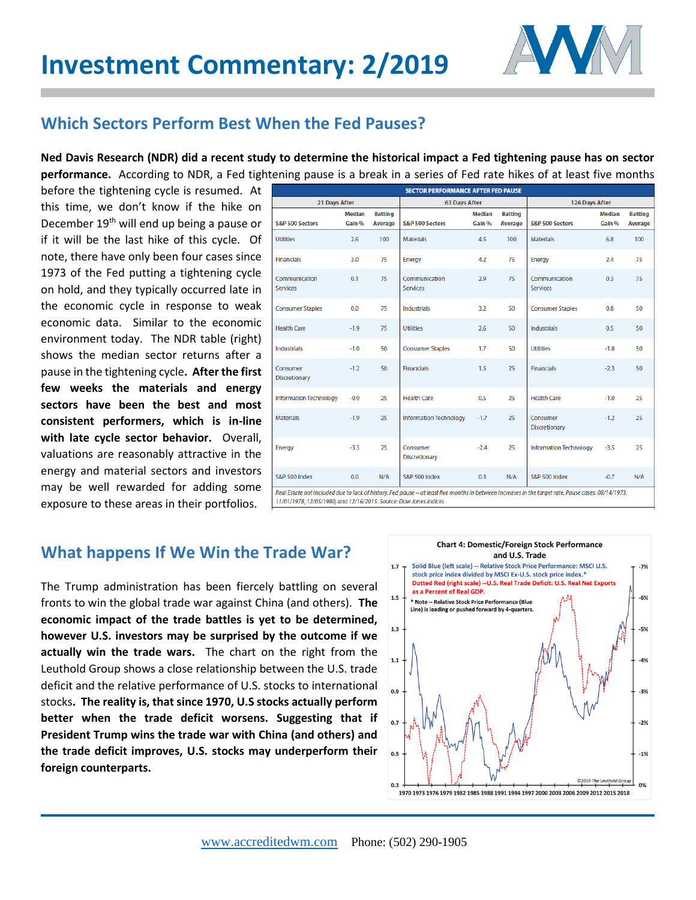# Investment Commentary: 2/2019

## Which Sectors Perform Best When the Fed Pauses?

**Ned Davis Research (NDR) did a recent study to determine the historical impact a Fed tightening pause has on sector performance.** According to NDR, a Fed tightening pause is a break in a series of Fed rate hikes of at least five months before the tightening cycle is resumed. At this time, we don't know if the hike on December 19th will end up being a pause or if it will be the last hike of this cycle. Of note, there have only been four cases since 1973 of the Fed putting a tightening cycle on hold, and they typically occurred late in the economic cycle in response to weak economic data. Similar to the economic environment today. The NDR table (right) shows the median sector returns after a pause in the tightening cycle**. After the first few weeks the materials and energy sectors have been the best and most consistent performers, which is in-line with late cycle sector behavior.** Overall, valuations are reasonably attractive in the energy and material sectors and investors may be well rewarded for adding some exposure to these areas in their portfolios.

**SECTOR PERFORMANCE AFTER FED PAUSE**

| 21 Days After | | | 63 Days After | | | 126 Days After | | |
|---|---|---|---|---|---|---|---|---|
| S&P 500 Sectors | Median Gain % | Batting Average | S&P 500 Sectors | Median Gain % | Batting Average | S&P 500 Sectors | Median Gain % | Batting Average |
| Utilities | 2.6 | 100 | Materials | 4.5 | 100 | Materials | 6.8 | 100 |
| Financials | 3.0 | 75 | Energy | 4.2 | 75 | Energy | 2.4 | 75 |
| Communication Services | 0.1 | 75 | Communication Services | 2.9 | 75 | Communication Services | 0.3 | 75 |
| Consumer Staples | 0.0 | 75 | Industrials | 3.2 | 50 | Consumer Staples | 0.8 | 50 |
| Health Care | -1.9 | 75 | Utilities | 2.6 | 50 | Industrials | 0.5 | 50 |
| Industrials | -1.0 | 50 | Consumer Staples | 1.7 | 50 | Utilities | -1.8 | 50 |
| Consumer Discretionary | -1.2 | 50 | Financials | 1.5 | 25 | Financials | -2.3 | 50 |
| Information Technology | -0.9 | 25 | Health Care | 0.5 | 25 | Health Care | -1.0 | 25 |
| Materials | -1.9 | 25 | Information Technology | -1.7 | 25 | Consumer Discretionary | -1.2 | 25 |
| Energy | -3.3 | 25 | Consumer Discretionary | -2.4 | 25 | Information Technology | -3.5 | 25 |
| S&P 500 Index | 0.0 | N/A | S&P 500 Index | 0.3 | N/A | S&P 500 Index | -0.7 | N/A |

*Real Estate not included due to lack of history. Fed pause = at least five months in between increases in the target rate. Pause cases: 08/14/1973, 11/01/1978, 12/05/1980, and 12/16/2015. Source: Dow Jones Indices*

## What happens If We Win the Trade War?

The Trump administration has been fiercely battling on several fronts to win the global trade war against China (and others). **The economic impact of the trade battles is yet to be determined, however U.S. investors may be surprised by the outcome if we actually win the trade wars.** The chart on the right from the Leuthold Group shows a close relationship between the U.S. trade deficit and the relative performance of U.S. stocks to international stocks**. The reality is, that since 1970, U.S stocks actually perform better when the trade deficit worsens. Suggesting that if President Trump wins the trade war with China (and others) and the trade deficit improves, U.S. stocks may underperform their foreign counterparts.**

**Chart 4: Domestic/Foreign Stock Performance and U.S. Trade**

Solid Blue (left scale) -- Relative Stock Price Performance: MSCI U.S. stock price index divided by MSCI Ex-U.S. stock price index.*
Dotted Red (right scale) --U.S. Real Trade Deficit: U.S. Real Net Exports as a Percent of Real GDP.
* Note -- Relative Stock Price Performance (Blue Line) is leading or pushed forward by 4-quarters.

©2019 The Leuthold Group

www.accreditedwm.com Phone: (502) 290-1905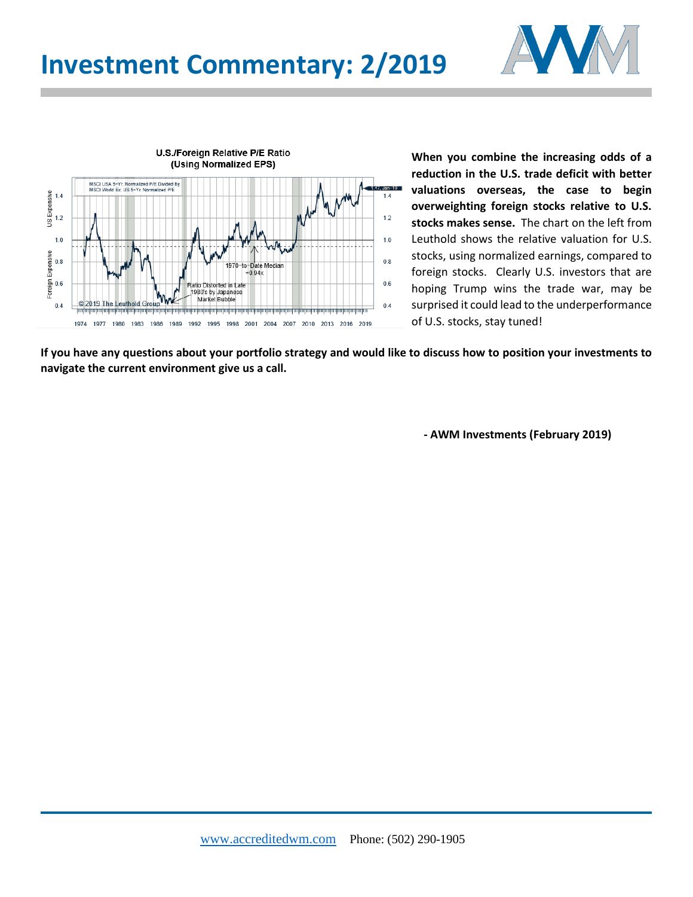# Investment Commentary: 2/2019

U.S./Foreign Relative P/E Ratio
(Using Normalized EPS)

MSCI USA 5-Yr. Normalized P/E Divided By
MSCI World Ex. US 5-Yr Normalized P/E

US Expensive
Foreign Expensive

1.4
1.2
1.0
0.8
0.6
0.4

1.47, Jan-19

1970-to-Date Median
=0.94x

Ratio Distorted in Late
1980's by Japanese
Market Bubble

© 2019 The Leuthold Group

1974 1977 1980 1983 1986 1989 1992 1995 1998 2001 2004 2007 2010 2013 2016 2019

**When you combine the increasing odds of a reduction in the U.S. trade deficit with better valuations overseas, the case to begin overweighting foreign stocks relative to U.S. stocks makes sense.** The chart on the left from Leuthold shows the relative valuation for U.S. stocks, using normalized earnings, compared to foreign stocks. Clearly U.S. investors that are hoping Trump wins the trade war, may be surprised it could lead to the underperformance of U.S. stocks, stay tuned!

**If you have any questions about your portfolio strategy and would like to discuss how to position your investments to navigate the current environment give us a call.**

**- AWM Investments (February 2019)**

www.accreditedwm.com Phone: (502) 290-1905